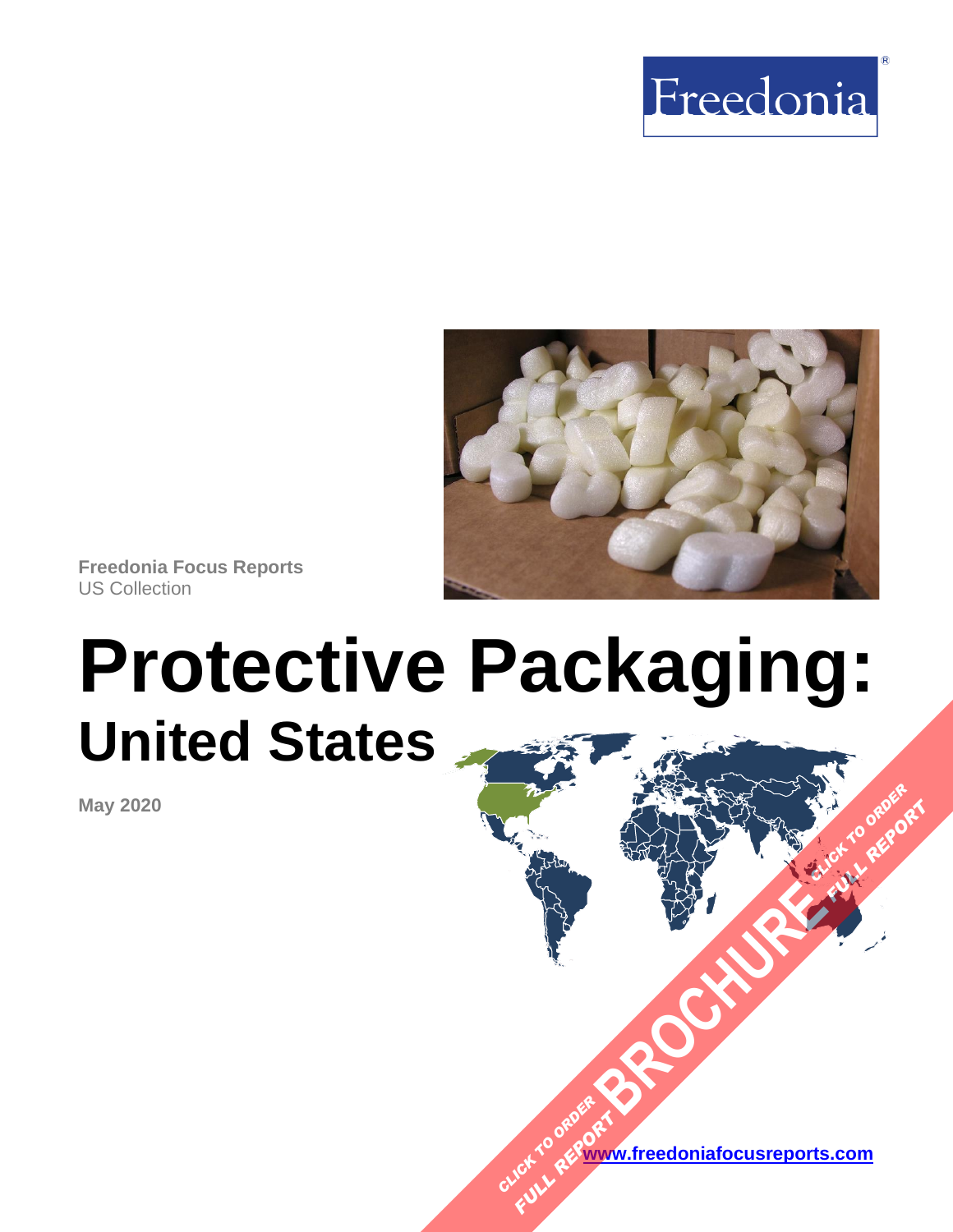Freedonia

**Freedonia Focus Reports**
US Collection

# Protective Packaging:
## United States

**May 2020**

CLICK TO ORDER FULL REPORT BROCHURE

[www.freedoniafocusreports.com](http://www.freedoniafocusreports.com)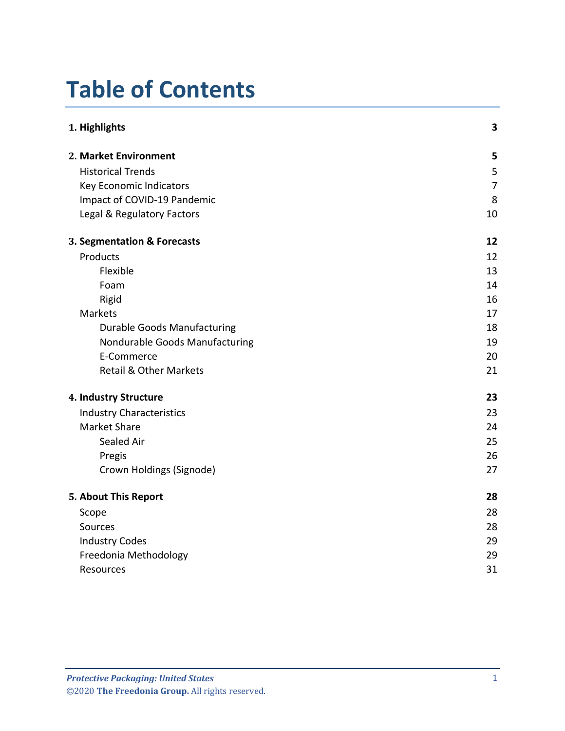# Table of Contents

| | |
|---|---|
| **1. Highlights** | **3** |
| **2. Market Environment** | **5** |
| Historical Trends | 5 |
| Key Economic Indicators | 7 |
| Impact of COVID-19 Pandemic | 8 |
| Legal & Regulatory Factors | 10 |
| **3. Segmentation & Forecasts** | **12** |
| Products | 12 |
| Flexible | 13 |
| Foam | 14 |
| Rigid | 16 |
| Markets | 17 |
| Durable Goods Manufacturing | 18 |
| Nondurable Goods Manufacturing | 19 |
| E-Commerce | 20 |
| Retail & Other Markets | 21 |
| **4. Industry Structure** | **23** |
| Industry Characteristics | 23 |
| Market Share | 24 |
| Sealed Air | 25 |
| Pregis | 26 |
| Crown Holdings (Signode) | 27 |
| **5. About This Report** | **28** |
| Scope | 28 |
| Sources | 28 |
| Industry Codes | 29 |
| Freedonia Methodology | 29 |
| Resources | 31 |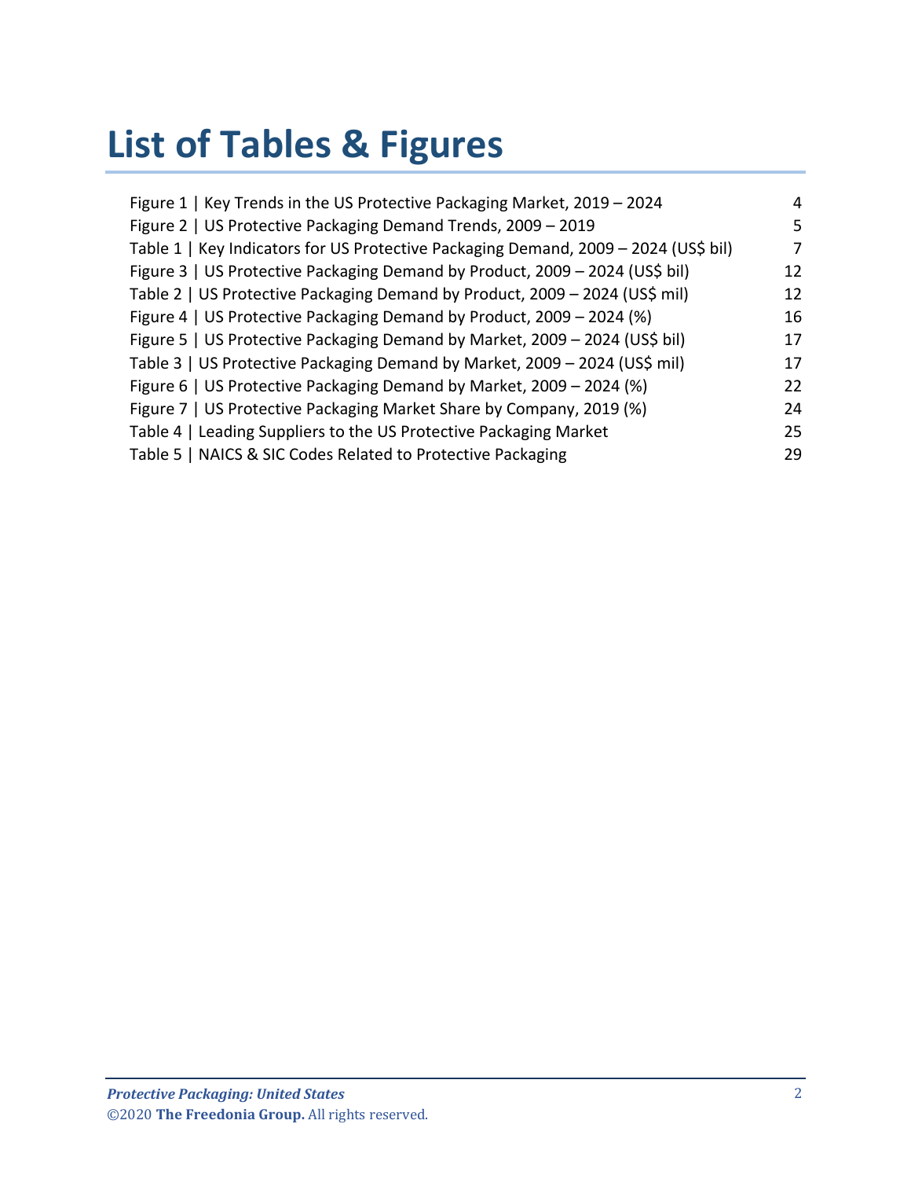# List of Tables & Figures

| | |
|---|---|
| Figure 1 \| Key Trends in the US Protective Packaging Market, 2019 – 2024 | 4 |
| Figure 2 \| US Protective Packaging Demand Trends, 2009 – 2019 | 5 |
| Table 1 \| Key Indicators for US Protective Packaging Demand, 2009 – 2024 (US$ bil) | 7 |
| Figure 3 \| US Protective Packaging Demand by Product, 2009 – 2024 (US$ bil) | 12 |
| Table 2 \| US Protective Packaging Demand by Product, 2009 – 2024 (US$ mil) | 12 |
| Figure 4 \| US Protective Packaging Demand by Product, 2009 – 2024 (%) | 16 |
| Figure 5 \| US Protective Packaging Demand by Market, 2009 – 2024 (US$ bil) | 17 |
| Table 3 \| US Protective Packaging Demand by Market, 2009 – 2024 (US$ mil) | 17 |
| Figure 6 \| US Protective Packaging Demand by Market, 2009 – 2024 (%) | 22 |
| Figure 7 \| US Protective Packaging Market Share by Company, 2019 (%) | 24 |
| Table 4 \| Leading Suppliers to the US Protective Packaging Market | 25 |
| Table 5 \| NAICS & SIC Codes Related to Protective Packaging | 29 |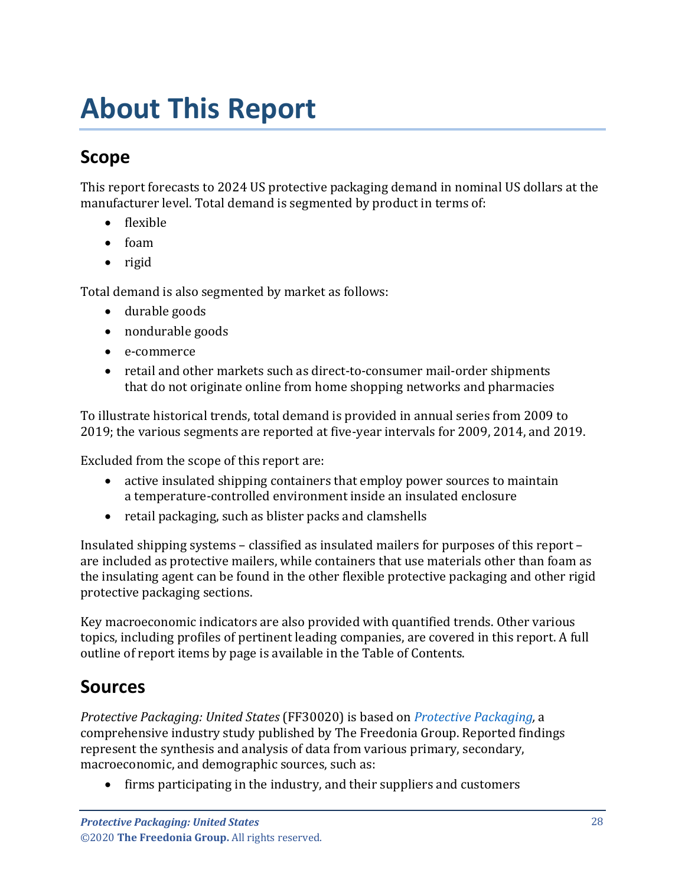# About This Report

## Scope

This report forecasts to 2024 US protective packaging demand in nominal US dollars at the manufacturer level. Total demand is segmented by product in terms of:

- flexible
- foam
- rigid

Total demand is also segmented by market as follows:

- durable goods
- nondurable goods
- e-commerce
- retail and other markets such as direct-to-consumer mail-order shipments that do not originate online from home shopping networks and pharmacies

To illustrate historical trends, total demand is provided in annual series from 2009 to 2019; the various segments are reported at five-year intervals for 2009, 2014, and 2019.

Excluded from the scope of this report are:

- active insulated shipping containers that employ power sources to maintain a temperature-controlled environment inside an insulated enclosure
- retail packaging, such as blister packs and clamshells

Insulated shipping systems – classified as insulated mailers for purposes of this report – are included as protective mailers, while containers that use materials other than foam as the insulating agent can be found in the other flexible protective packaging and other rigid protective packaging sections.

Key macroeconomic indicators are also provided with quantified trends. Other various topics, including profiles of pertinent leading companies, are covered in this report. A full outline of report items by page is available in the Table of Contents.

## Sources

*Protective Packaging: United States* (FF30020) is based on *Protective Packaging,* a comprehensive industry study published by The Freedonia Group. Reported findings represent the synthesis and analysis of data from various primary, secondary, macroeconomic, and demographic sources, such as:

- firms participating in the industry, and their suppliers and customers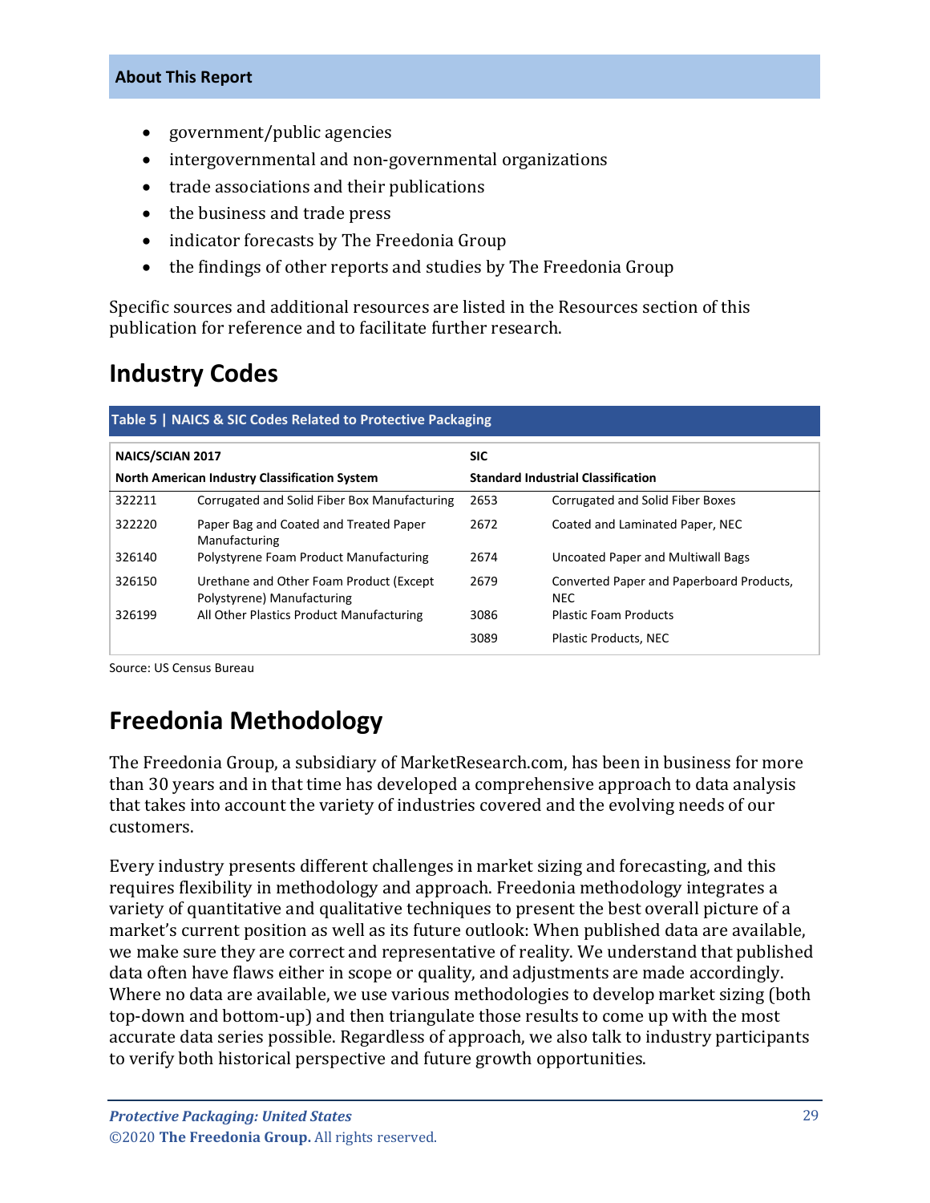- government/public agencies
- intergovernmental and non-governmental organizations
- trade associations and their publications
- the business and trade press
- indicator forecasts by The Freedonia Group
- the findings of other reports and studies by The Freedonia Group

Specific sources and additional resources are listed in the Resources section of this publication for reference and to facilitate further research.

## Industry Codes

**Table 5 | NAICS & SIC Codes Related to Protective Packaging**

| NAICS/SCIAN 2017 | | SIC | |
|---|---|---|---|
| **North American Industry Classification System** | | **Standard Industrial Classification** | |
| 322211 | Corrugated and Solid Fiber Box Manufacturing | 2653 | Corrugated and Solid Fiber Boxes |
| 322220 | Paper Bag and Coated and Treated Paper Manufacturing | 2672 | Coated and Laminated Paper, NEC |
| 326140 | Polystyrene Foam Product Manufacturing | 2674 | Uncoated Paper and Multiwall Bags |
| 326150 | Urethane and Other Foam Product (Except Polystyrene) Manufacturing | 2679 | Converted Paper and Paperboard Products, NEC |
| 326199 | All Other Plastics Product Manufacturing | 3086 | Plastic Foam Products |
| | | 3089 | Plastic Products, NEC |

Source: US Census Bureau

## Freedonia Methodology

The Freedonia Group, a subsidiary of MarketResearch.com, has been in business for more than 30 years and in that time has developed a comprehensive approach to data analysis that takes into account the variety of industries covered and the evolving needs of our customers.

Every industry presents different challenges in market sizing and forecasting, and this requires flexibility in methodology and approach. Freedonia methodology integrates a variety of quantitative and qualitative techniques to present the best overall picture of a market's current position as well as its future outlook: When published data are available, we make sure they are correct and representative of reality. We understand that published data often have flaws either in scope or quality, and adjustments are made accordingly. Where no data are available, we use various methodologies to develop market sizing (both top-down and bottom-up) and then triangulate those results to come up with the most accurate data series possible. Regardless of approach, we also talk to industry participants to verify both historical perspective and future growth opportunities.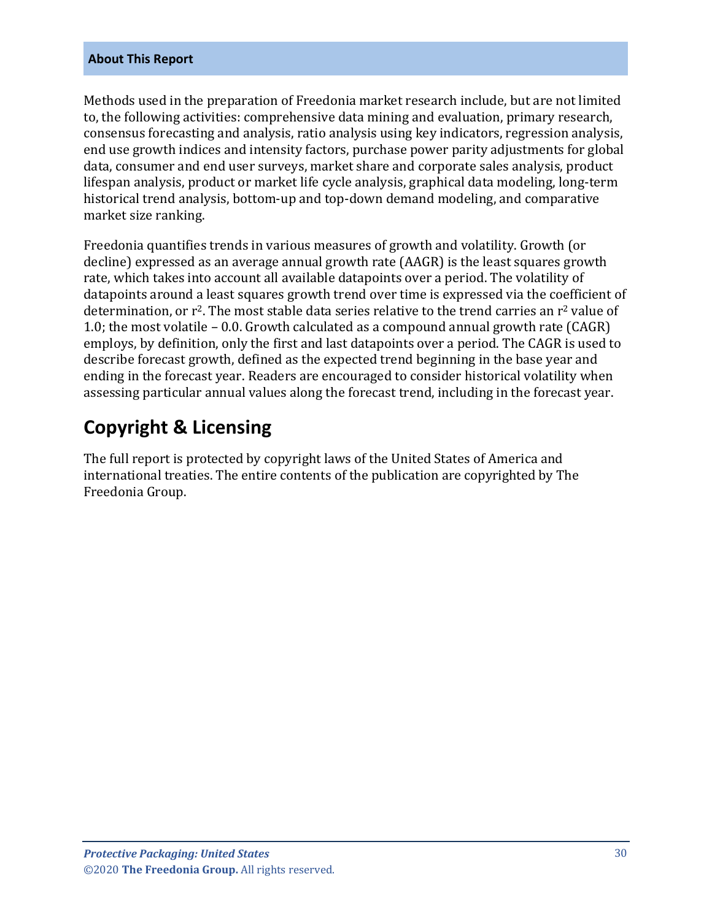**About This Report**

Methods used in the preparation of Freedonia market research include, but are not limited to, the following activities: comprehensive data mining and evaluation, primary research, consensus forecasting and analysis, ratio analysis using key indicators, regression analysis, end use growth indices and intensity factors, purchase power parity adjustments for global data, consumer and end user surveys, market share and corporate sales analysis, product lifespan analysis, product or market life cycle analysis, graphical data modeling, long-term historical trend analysis, bottom-up and top-down demand modeling, and comparative market size ranking.

Freedonia quantifies trends in various measures of growth and volatility. Growth (or decline) expressed as an average annual growth rate (AAGR) is the least squares growth rate, which takes into account all available datapoints over a period. The volatility of datapoints around a least squares growth trend over time is expressed via the coefficient of determination, or $r^2$. The most stable data series relative to the trend carries an $r^2$ value of 1.0; the most volatile – 0.0. Growth calculated as a compound annual growth rate (CAGR) employs, by definition, only the first and last datapoints over a period. The CAGR is used to describe forecast growth, defined as the expected trend beginning in the base year and ending in the forecast year. Readers are encouraged to consider historical volatility when assessing particular annual values along the forecast trend, including in the forecast year.

## Copyright & Licensing

The full report is protected by copyright laws of the United States of America and international treaties. The entire contents of the publication are copyrighted by The Freedonia Group.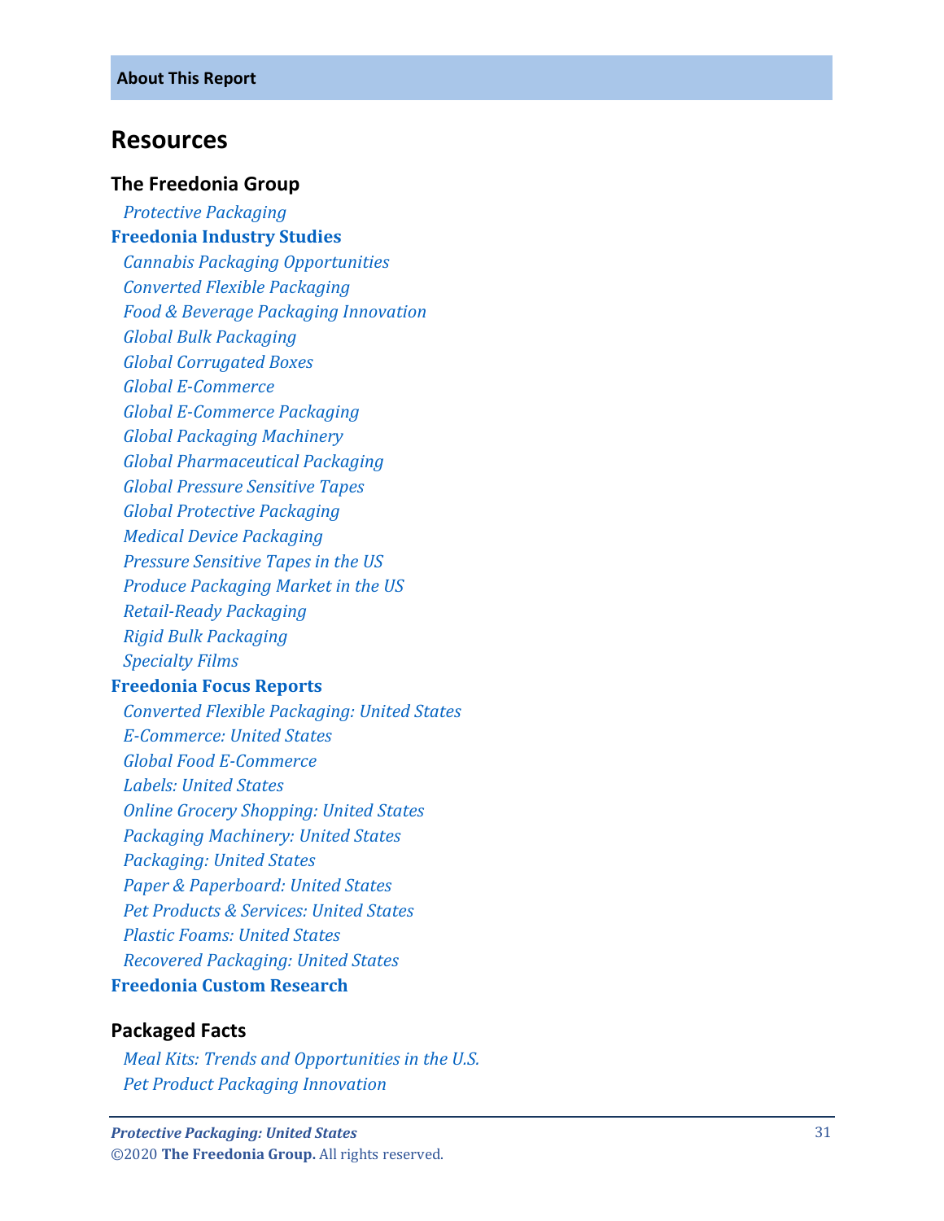## Resources

### The Freedonia Group

*Protective Packaging*

**Freedonia Industry Studies**

*Cannabis Packaging Opportunities*
*Converted Flexible Packaging*
*Food & Beverage Packaging Innovation*
*Global Bulk Packaging*
*Global Corrugated Boxes*
*Global E-Commerce*
*Global E-Commerce Packaging*
*Global Packaging Machinery*
*Global Pharmaceutical Packaging*
*Global Pressure Sensitive Tapes*
*Global Protective Packaging*
*Medical Device Packaging*
*Pressure Sensitive Tapes in the US*
*Produce Packaging Market in the US*
*Retail-Ready Packaging*
*Rigid Bulk Packaging*
*Specialty Films*

**Freedonia Focus Reports**

*Converted Flexible Packaging: United States*
*E-Commerce: United States*
*Global Food E-Commerce*
*Labels: United States*
*Online Grocery Shopping: United States*
*Packaging Machinery: United States*
*Packaging: United States*
*Paper & Paperboard: United States*
*Pet Products & Services: United States*
*Plastic Foams: United States*
*Recovered Packaging: United States*

**Freedonia Custom Research**

### Packaged Facts

*Meal Kits: Trends and Opportunities in the U.S.*
*Pet Product Packaging Innovation*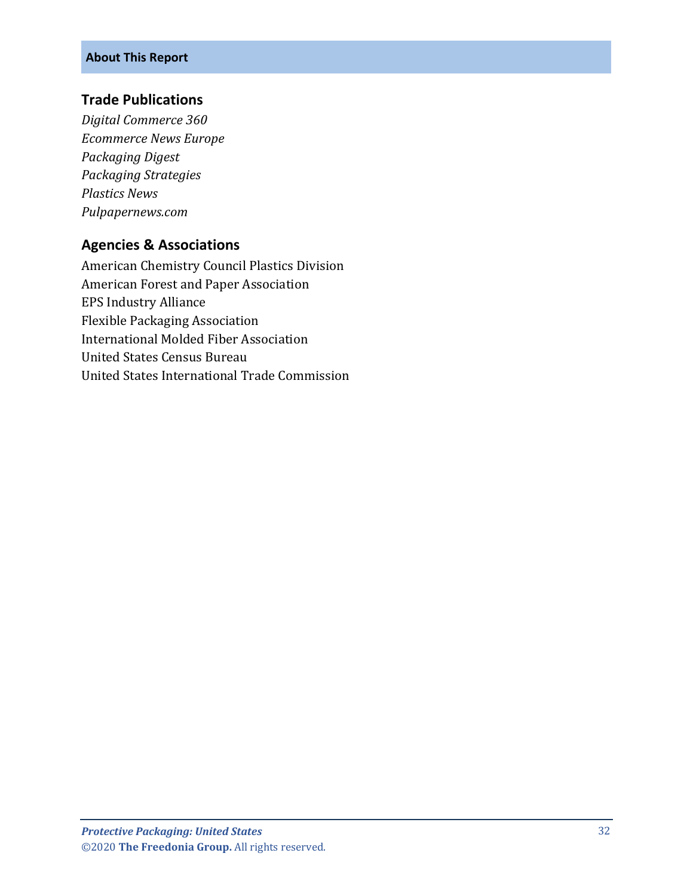## Trade Publications

*Digital Commerce 360*
*Ecommerce News Europe*
*Packaging Digest*
*Packaging Strategies*
*Plastics News*
*Pulpapernews.com*

## Agencies & Associations

American Chemistry Council Plastics Division
American Forest and Paper Association
EPS Industry Alliance
Flexible Packaging Association
International Molded Fiber Association
United States Census Bureau
United States International Trade Commission